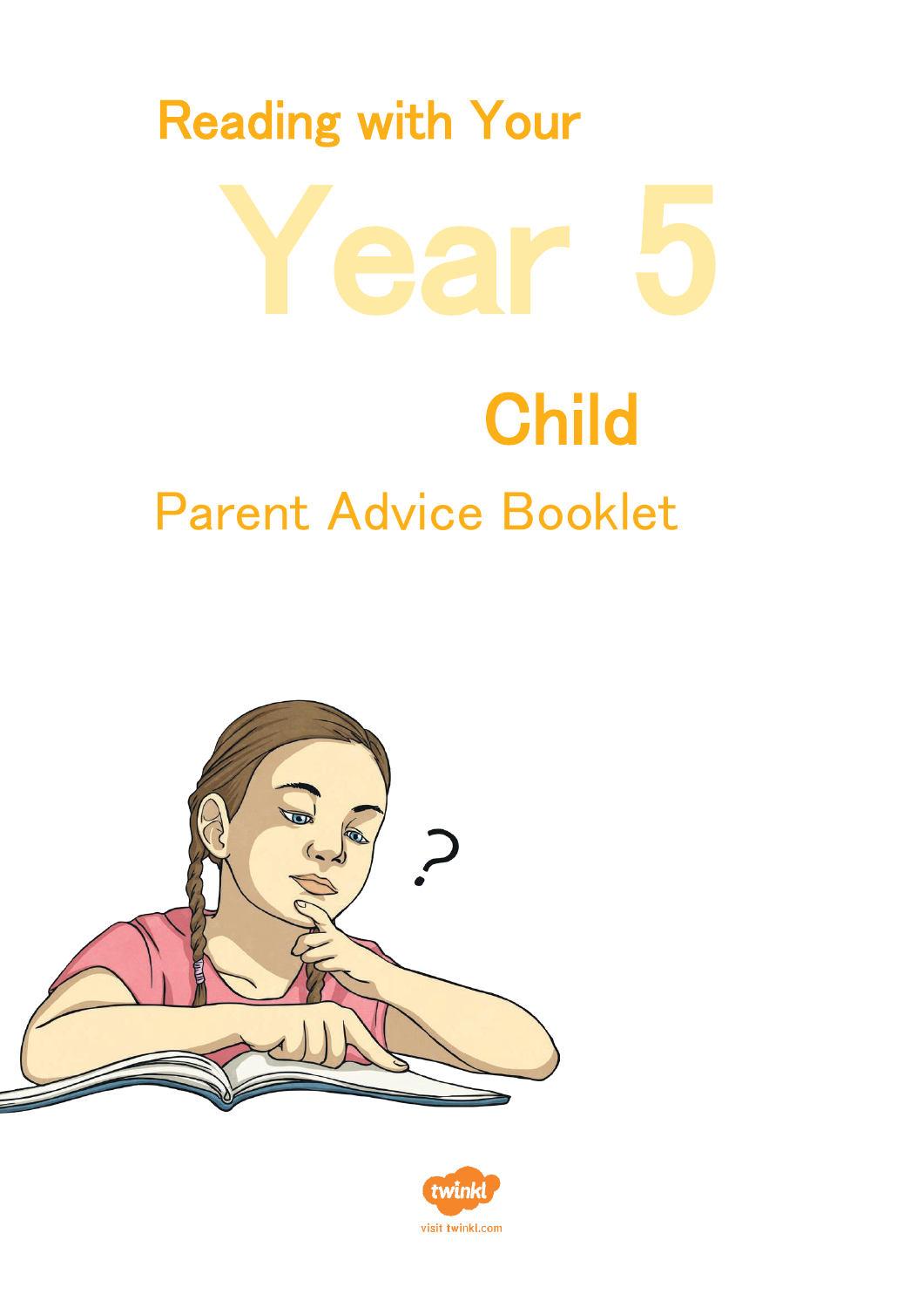# Reading with Your Year 5 Child

## Parent Advice Booklet

visit twinkl.com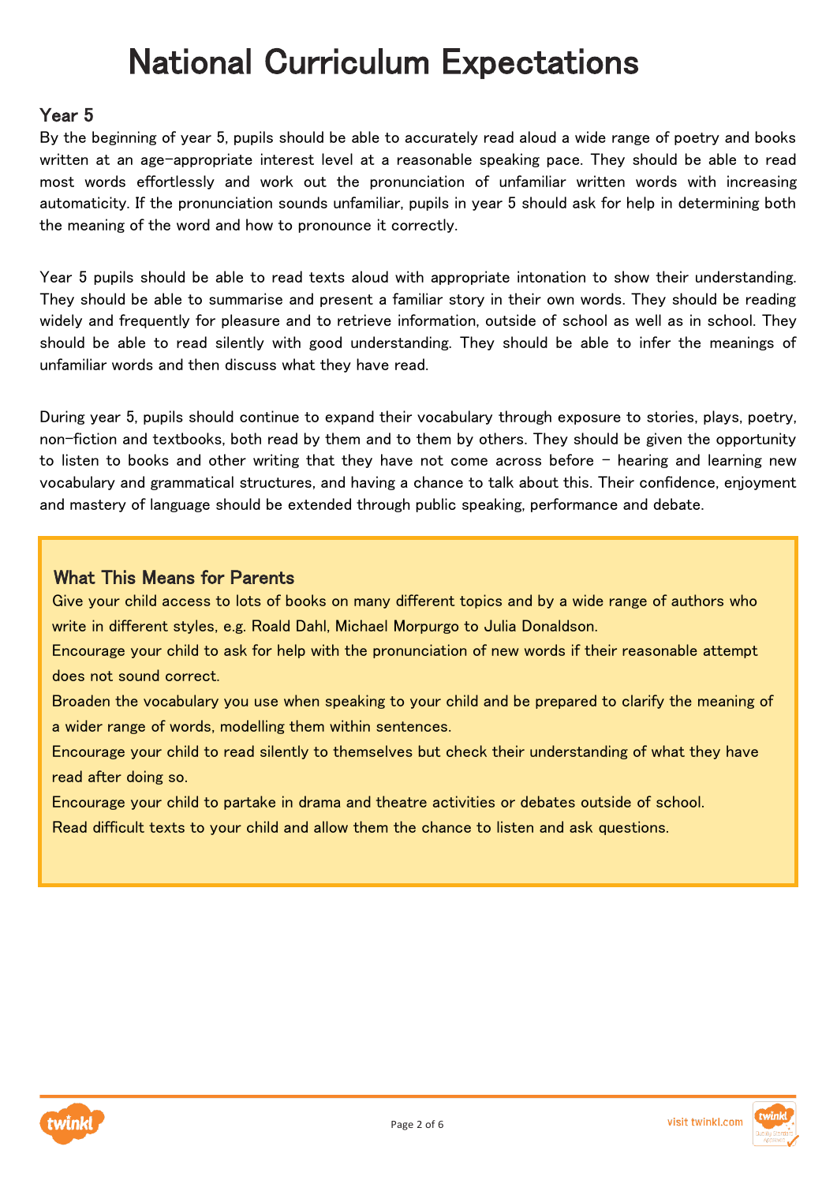# National Curriculum Expectations

## Year 5

By the beginning of year 5, pupils should be able to accurately read aloud a wide range of poetry and books written at an age-appropriate interest level at a reasonable speaking pace. They should be able to read most words effortlessly and work out the pronunciation of unfamiliar written words with increasing automaticity. If the pronunciation sounds unfamiliar, pupils in year 5 should ask for help in determining both the meaning of the word and how to pronounce it correctly.

Year 5 pupils should be able to read texts aloud with appropriate intonation to show their understanding. They should be able to summarise and present a familiar story in their own words. They should be reading widely and frequently for pleasure and to retrieve information, outside of school as well as in school. They should be able to read silently with good understanding. They should be able to infer the meanings of unfamiliar words and then discuss what they have read.

During year 5, pupils should continue to expand their vocabulary through exposure to stories, plays, poetry, non-fiction and textbooks, both read by them and to them by others. They should be given the opportunity to listen to books and other writing that they have not come across before – hearing and learning new vocabulary and grammatical structures, and having a chance to talk about this. Their confidence, enjoyment and mastery of language should be extended through public speaking, performance and debate.

### What This Means for Parents

Give your child access to lots of books on many different topics and by a wide range of authors who write in different styles, e.g. Roald Dahl, Michael Morpurgo to Julia Donaldson.

Encourage your child to ask for help with the pronunciation of new words if their reasonable attempt does not sound correct.

Broaden the vocabulary you use when speaking to your child and be prepared to clarify the meaning of a wider range of words, modelling them within sentences.

Encourage your child to read silently to themselves but check their understanding of what they have read after doing so.

Encourage your child to partake in drama and theatre activities or debates outside of school.

Read difficult texts to your child and allow them the chance to listen and ask questions.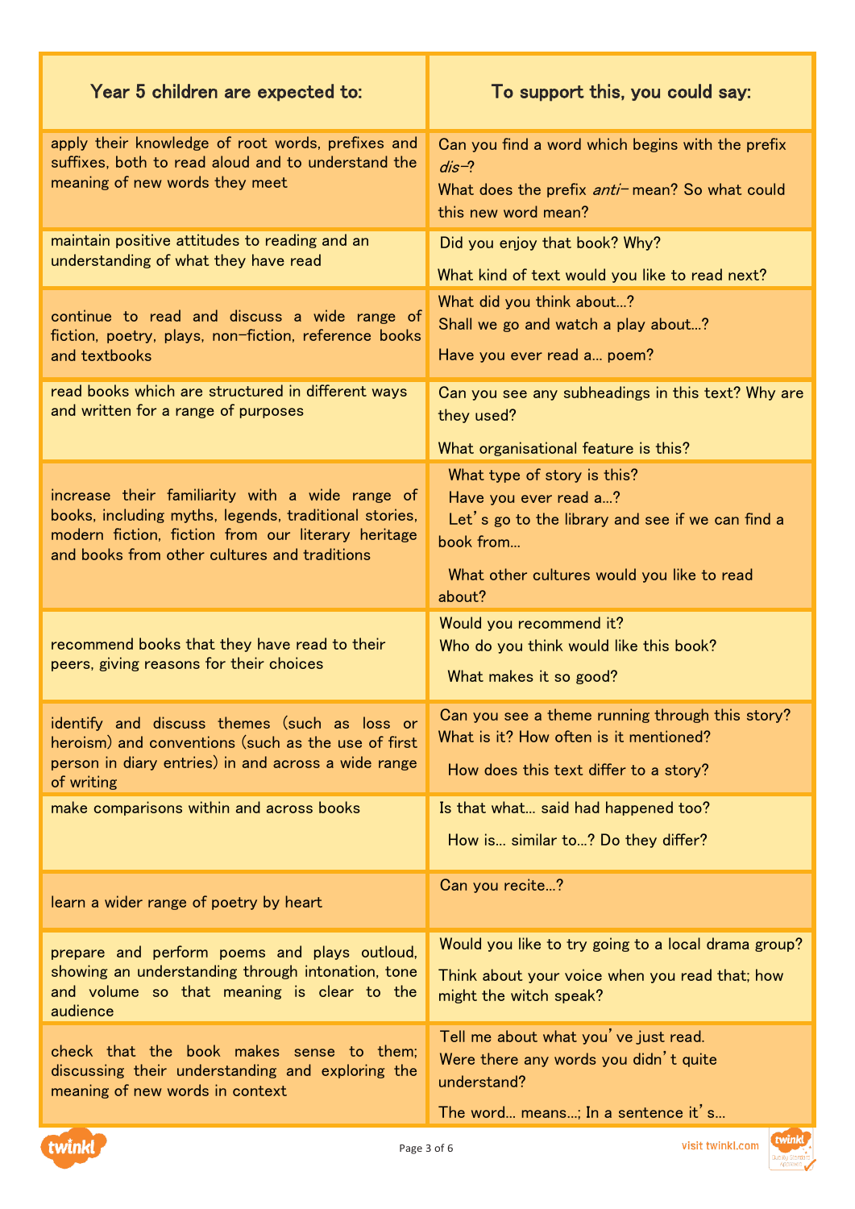| Year 5 children are expected to: | To support this, you could say: |
|---|---|
| apply their knowledge of root words, prefixes and suffixes, both to read aloud and to understand the meaning of new words they meet | Can you find a word which begins with the prefix *dis–*?<br>What does the prefix *anti–* mean? So what could this new word mean? |
| maintain positive attitudes to reading and an understanding of what they have read | Did you enjoy that book? Why?<br>What kind of text would you like to read next? |
| continue to read and discuss a wide range of fiction, poetry, plays, non-fiction, reference books and textbooks | What did you think about…?<br>Shall we go and watch a play about…?<br>Have you ever read a… poem? |
| read books which are structured in different ways and written for a range of purposes | Can you see any subheadings in this text? Why are they used?<br>What organisational feature is this? |
| increase their familiarity with a wide range of books, including myths, legends, traditional stories, modern fiction, fiction from our literary heritage and books from other cultures and traditions | What type of story is this?<br>Have you ever read a…?<br>Let's go to the library and see if we can find a book from…<br>What other cultures would you like to read about? |
| recommend books that they have read to their peers, giving reasons for their choices | Would you recommend it?<br>Who do you think would like this book?<br>What makes it so good? |
| identify and discuss themes (such as loss or heroism) and conventions (such as the use of first person in diary entries) in and across a wide range of writing | Can you see a theme running through this story? What is it? How often is it mentioned?<br>How does this text differ to a story? |
| make comparisons within and across books | Is that what… said had happened too?<br>How is… similar to…? Do they differ? |
| learn a wider range of poetry by heart | Can you recite…? |
| prepare and perform poems and plays outloud, showing an understanding through intonation, tone and volume so that meaning is clear to the audience | Would you like to try going to a local drama group?<br>Think about your voice when you read that; how might the witch speak? |
| check that the book makes sense to them; discussing their understanding and exploring the meaning of new words in context | Tell me about what you've just read.<br>Were there any words you didn't quite understand?<br>The word… means…; In a sentence it's… |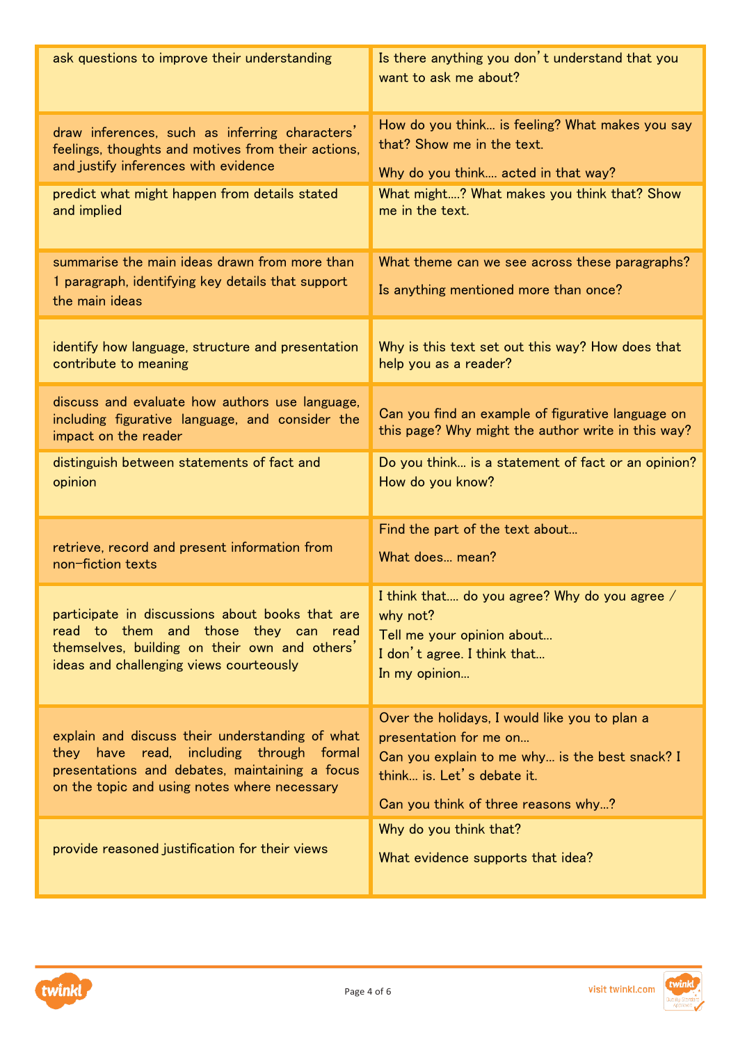| | |
|---|---|
| ask questions to improve their understanding | Is there anything you don't understand that you want to ask me about? |
| draw inferences, such as inferring characters' feelings, thoughts and motives from their actions, and justify inferences with evidence | How do you think... is feeling? What makes you say that? Show me in the text.<br><br>Why do you think.... acted in that way? |
| predict what might happen from details stated and implied | What might....? What makes you think that? Show me in the text. |
| summarise the main ideas drawn from more than 1 paragraph, identifying key details that support the main ideas | What theme can we see across these paragraphs?<br><br>Is anything mentioned more than once? |
| identify how language, structure and presentation contribute to meaning | Why is this text set out this way? How does that help you as a reader? |
| discuss and evaluate how authors use language, including figurative language, and consider the impact on the reader | Can you find an example of figurative language on this page? Why might the author write in this way? |
| distinguish between statements of fact and opinion | Do you think... is a statement of fact or an opinion? How do you know? |
| retrieve, record and present information from non-fiction texts | Find the part of the text about...<br><br>What does... mean? |
| participate in discussions about books that are read to them and those they can read themselves, building on their own and others' ideas and challenging views courteously | I think that.... do you agree? Why do you agree / why not?<br>Tell me your opinion about...<br>I don't agree. I think that...<br>In my opinion... |
| explain and discuss their understanding of what they have read, including through formal presentations and debates, maintaining a focus on the topic and using notes where necessary | Over the holidays, I would like you to plan a presentation for me on...<br>Can you explain to me why... is the best snack? I think... is. Let's debate it.<br><br>Can you think of three reasons why...? |
| provide reasoned justification for their views | Why do you think that?<br><br>What evidence supports that idea? |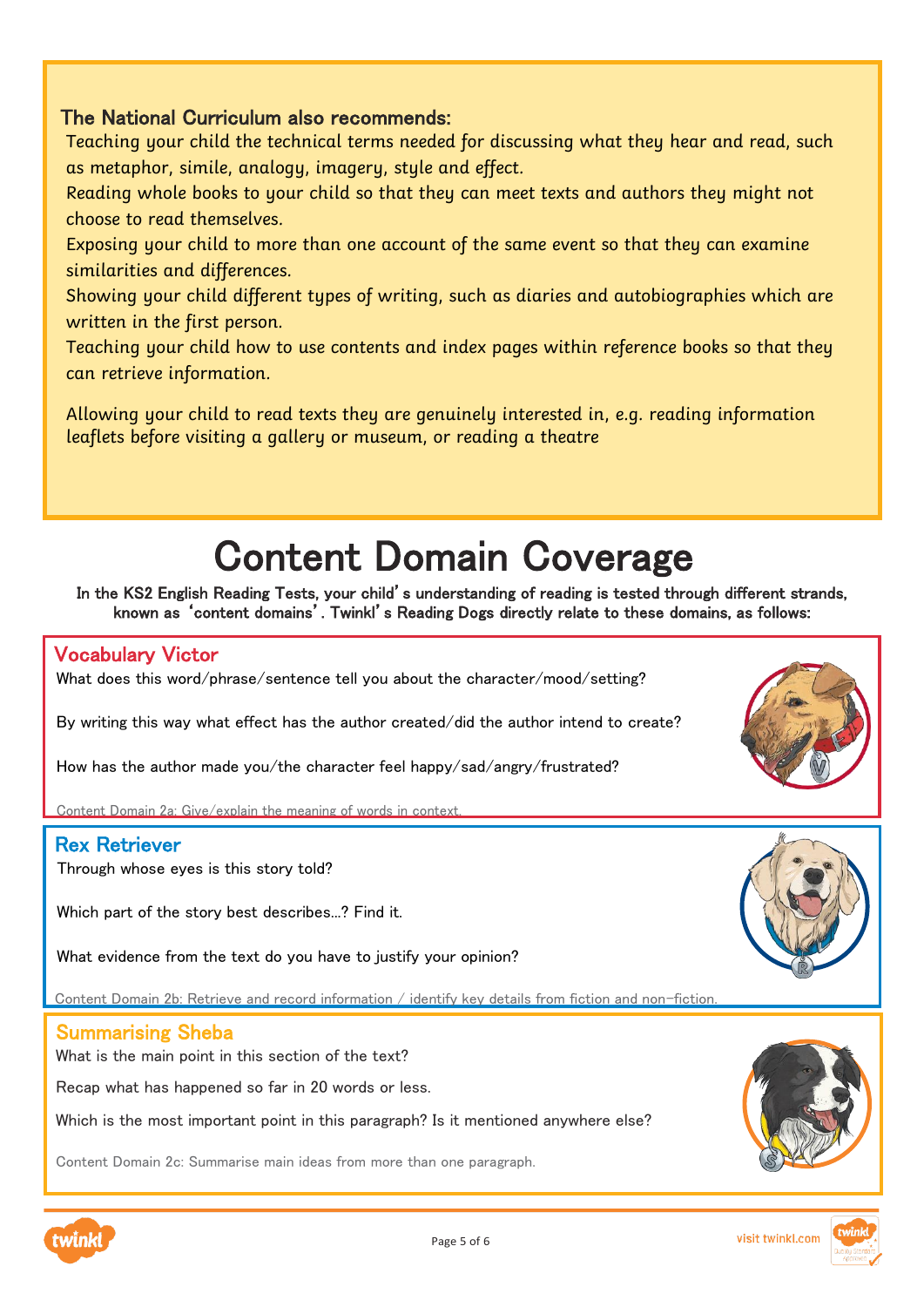**The National Curriculum also recommends:**

Teaching your child the technical terms needed for discussing what they hear and read, such as metaphor, simile, analogy, imagery, style and effect.

Reading whole books to your child so that they can meet texts and authors they might not choose to read themselves.

Exposing your child to more than one account of the same event so that they can examine similarities and differences.

Showing your child different types of writing, such as diaries and autobiographies which are written in the first person.

Teaching your child how to use contents and index pages within reference books so that they can retrieve information.

Allowing your child to read texts they are genuinely interested in, e.g. reading information leaflets before visiting a gallery or museum, or reading a theatre

# Content Domain Coverage

**In the KS2 English Reading Tests, your child's understanding of reading is tested through different strands, known as 'content domains'. Twinkl's Reading Dogs directly relate to these domains, as follows:**

## Vocabulary Victor

What does this word/phrase/sentence tell you about the character/mood/setting?

By writing this way what effect has the author created/did the author intend to create?

How has the author made you/the character feel happy/sad/angry/frustrated?

Content Domain 2a: Give/explain the meaning of words in context.

## Rex Retriever

Through whose eyes is this story told?

Which part of the story best describes...? Find it.

What evidence from the text do you have to justify your opinion?

Content Domain 2b: Retrieve and record information / identify key details from fiction and non-fiction.

## Summarising Sheba

What is the main point in this section of the text?

Recap what has happened so far in 20 words or less.

Which is the most important point in this paragraph? Is it mentioned anywhere else?

Content Domain 2c: Summarise main ideas from more than one paragraph.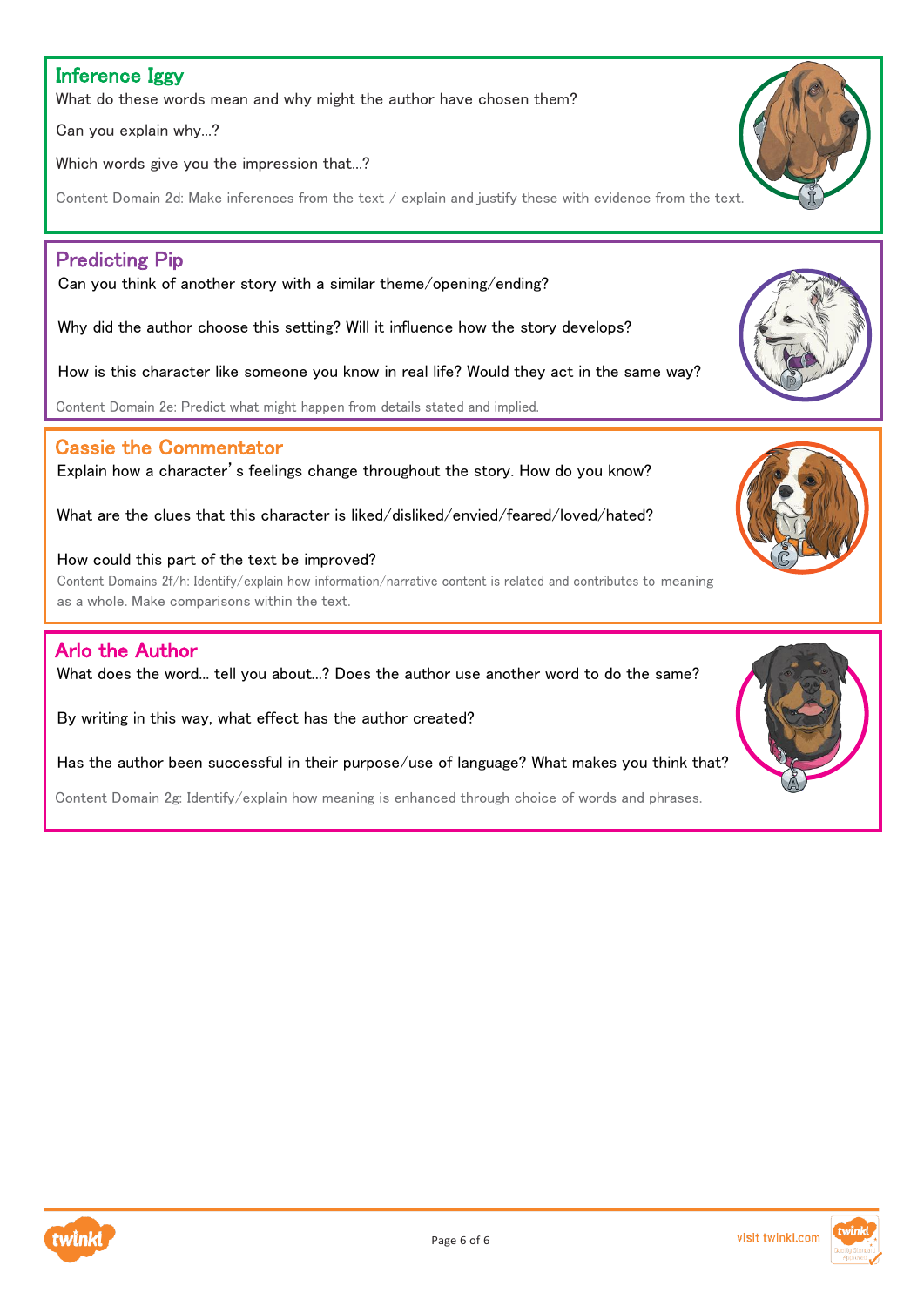## Inference Iggy

What do these words mean and why might the author have chosen them?

Can you explain why...?

Which words give you the impression that...?

Content Domain 2d: Make inferences from the text / explain and justify these with evidence from the text.

## Predicting Pip

Can you think of another story with a similar theme/opening/ending?

Why did the author choose this setting? Will it influence how the story develops?

How is this character like someone you know in real life? Would they act in the same way?

Content Domain 2e: Predict what might happen from details stated and implied.

## Cassie the Commentator

Explain how a character's feelings change throughout the story. How do you know?

What are the clues that this character is liked/disliked/envied/feared/loved/hated?

How could this part of the text be improved?

Content Domains 2f/h: Identify/explain how information/narrative content is related and contributes to meaning as a whole. Make comparisons within the text.

## Arlo the Author

What does the word... tell you about...? Does the author use another word to do the same?

By writing in this way, what effect has the author created?

Has the author been successful in their purpose/use of language? What makes you think that?

Content Domain 2g: Identify/explain how meaning is enhanced through choice of words and phrases.